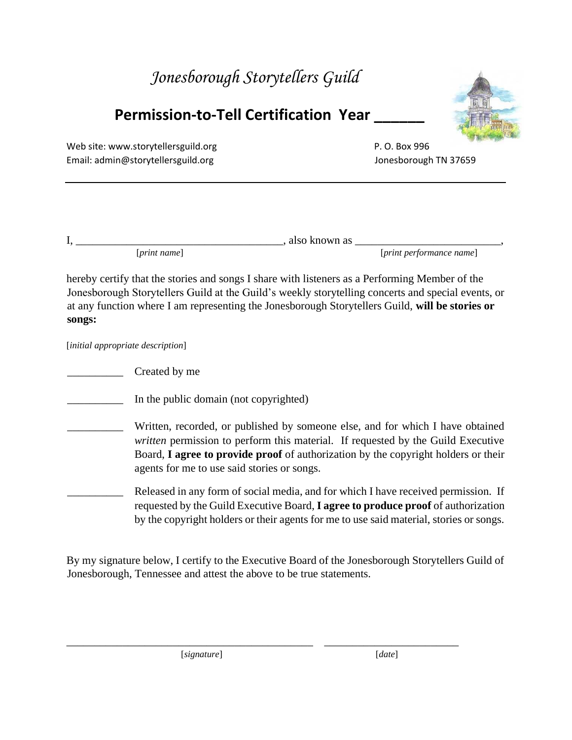# *Jonesborough Storytellers Guild*

## Permission-to-Tell Certification Year ______

Web site: www.storytellersguild.org
Email: admin@storytellersguild.org

P. O. Box 996
Jonesborough TN 37659

---

I, ______________________________________, also known as __________________________,
[*print name*] [*print performance name*]

hereby certify that the stories and songs I share with listeners as a Performing Member of the Jonesborough Storytellers Guild at the Guild's weekly storytelling concerts and special events, or at any function where I am representing the Jonesborough Storytellers Guild, **will be stories or songs:**

[*initial appropriate description*]

__________ Created by me

__________ In the public domain (not copyrighted)

__________ Written, recorded, or published by someone else, and for which I have obtained *written* permission to perform this material. If requested by the Guild Executive Board, **I agree to provide proof** of authorization by the copyright holders or their agents for me to use said stories or songs.

__________ Released in any form of social media, and for which I have received permission. If requested by the Guild Executive Board, **I agree to produce proof** of authorization by the copyright holders or their agents for me to use said material, stories or songs.

By my signature below, I certify to the Executive Board of the Jonesborough Storytellers Guild of Jonesborough, Tennessee and attest the above to be true statements.

______________________________________________ _________________________
[*signature*] [*date*]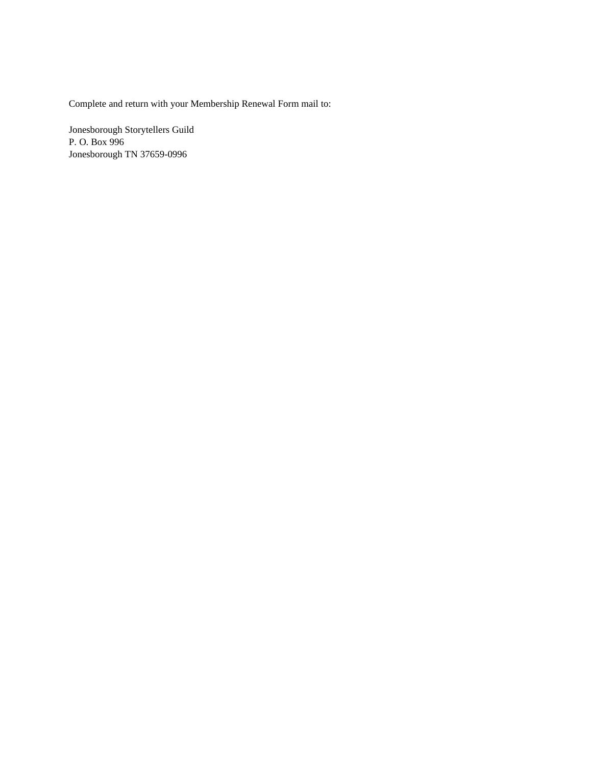Complete and return with your Membership Renewal Form mail to:

Jonesborough Storytellers Guild  
P. O. Box 996  
Jonesborough TN 37659-0996